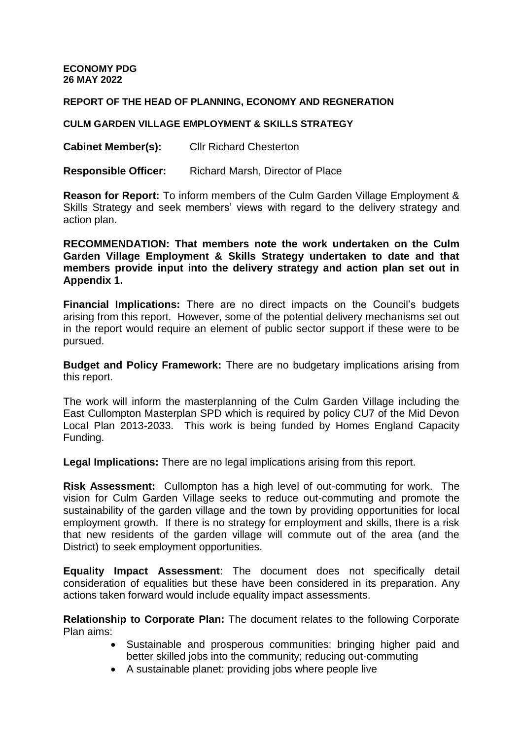**ECONOMY PDG**
**26 MAY 2022**

**REPORT OF THE HEAD OF PLANNING, ECONOMY AND REGNERATION**

**CULM GARDEN VILLAGE EMPLOYMENT & SKILLS STRATEGY**

**Cabinet Member(s):** Cllr Richard Chesterton

**Responsible Officer:** Richard Marsh, Director of Place

**Reason for Report:** To inform members of the Culm Garden Village Employment & Skills Strategy and seek members' views with regard to the delivery strategy and action plan.

**RECOMMENDATION: That members note the work undertaken on the Culm Garden Village Employment & Skills Strategy undertaken to date and that members provide input into the delivery strategy and action plan set out in Appendix 1.**

**Financial Implications:** There are no direct impacts on the Council's budgets arising from this report. However, some of the potential delivery mechanisms set out in the report would require an element of public sector support if these were to be pursued.

**Budget and Policy Framework:** There are no budgetary implications arising from this report.

The work will inform the masterplanning of the Culm Garden Village including the East Cullompton Masterplan SPD which is required by policy CU7 of the Mid Devon Local Plan 2013-2033. This work is being funded by Homes England Capacity Funding.

**Legal Implications:** There are no legal implications arising from this report.

**Risk Assessment:** Cullompton has a high level of out-commuting for work. The vision for Culm Garden Village seeks to reduce out-commuting and promote the sustainability of the garden village and the town by providing opportunities for local employment growth. If there is no strategy for employment and skills, there is a risk that new residents of the garden village will commute out of the area (and the District) to seek employment opportunities.

**Equality Impact Assessment**: The document does not specifically detail consideration of equalities but these have been considered in its preparation. Any actions taken forward would include equality impact assessments.

**Relationship to Corporate Plan:** The document relates to the following Corporate Plan aims:

- Sustainable and prosperous communities: bringing higher paid and better skilled jobs into the community; reducing out-commuting
- A sustainable planet: providing jobs where people live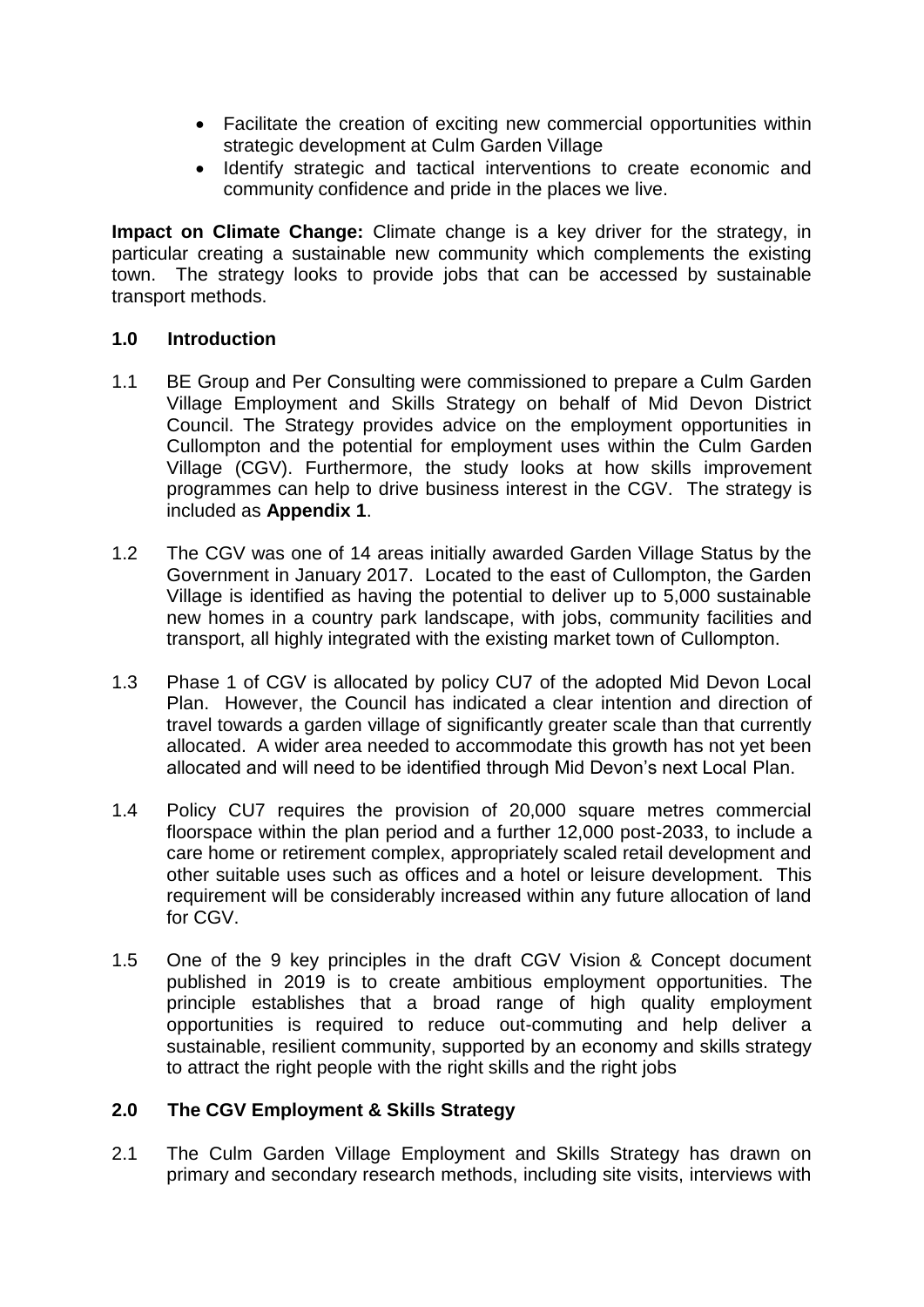- Facilitate the creation of exciting new commercial opportunities within strategic development at Culm Garden Village
- Identify strategic and tactical interventions to create economic and community confidence and pride in the places we live.

**Impact on Climate Change:** Climate change is a key driver for the strategy, in particular creating a sustainable new community which complements the existing town. The strategy looks to provide jobs that can be accessed by sustainable transport methods.

## 1.0 Introduction

1.1 BE Group and Per Consulting were commissioned to prepare a Culm Garden Village Employment and Skills Strategy on behalf of Mid Devon District Council. The Strategy provides advice on the employment opportunities in Cullompton and the potential for employment uses within the Culm Garden Village (CGV). Furthermore, the study looks at how skills improvement programmes can help to drive business interest in the CGV. The strategy is included as **Appendix 1**.

1.2 The CGV was one of 14 areas initially awarded Garden Village Status by the Government in January 2017. Located to the east of Cullompton, the Garden Village is identified as having the potential to deliver up to 5,000 sustainable new homes in a country park landscape, with jobs, community facilities and transport, all highly integrated with the existing market town of Cullompton.

1.3 Phase 1 of CGV is allocated by policy CU7 of the adopted Mid Devon Local Plan. However, the Council has indicated a clear intention and direction of travel towards a garden village of significantly greater scale than that currently allocated. A wider area needed to accommodate this growth has not yet been allocated and will need to be identified through Mid Devon's next Local Plan.

1.4 Policy CU7 requires the provision of 20,000 square metres commercial floorspace within the plan period and a further 12,000 post-2033, to include a care home or retirement complex, appropriately scaled retail development and other suitable uses such as offices and a hotel or leisure development. This requirement will be considerably increased within any future allocation of land for CGV.

1.5 One of the 9 key principles in the draft CGV Vision & Concept document published in 2019 is to create ambitious employment opportunities. The principle establishes that a broad range of high quality employment opportunities is required to reduce out-commuting and help deliver a sustainable, resilient community, supported by an economy and skills strategy to attract the right people with the right skills and the right jobs

## 2.0 The CGV Employment & Skills Strategy

2.1 The Culm Garden Village Employment and Skills Strategy has drawn on primary and secondary research methods, including site visits, interviews with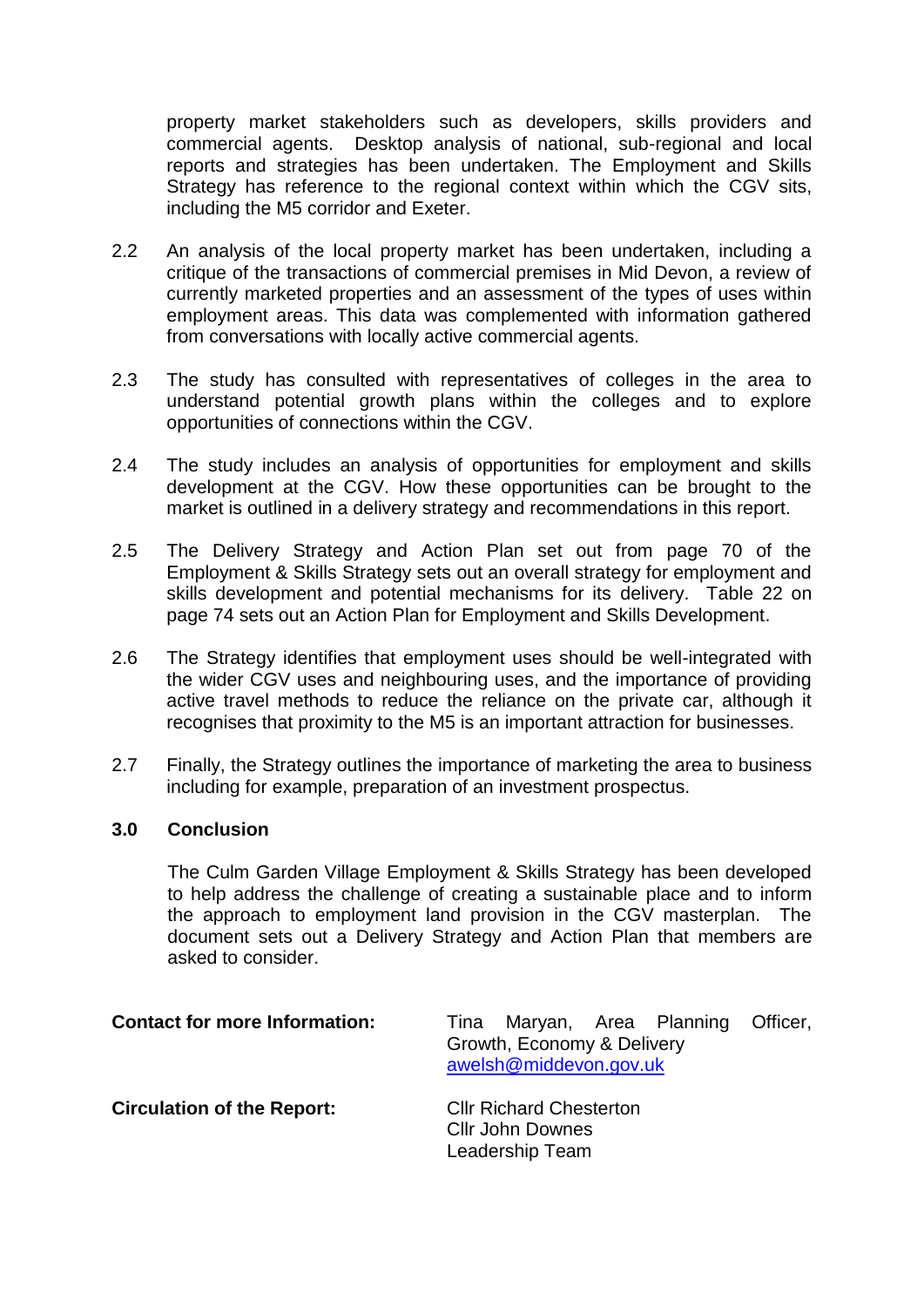property market stakeholders such as developers, skills providers and commercial agents. Desktop analysis of national, sub-regional and local reports and strategies has been undertaken. The Employment and Skills Strategy has reference to the regional context within which the CGV sits, including the M5 corridor and Exeter.

2.2 An analysis of the local property market has been undertaken, including a critique of the transactions of commercial premises in Mid Devon, a review of currently marketed properties and an assessment of the types of uses within employment areas. This data was complemented with information gathered from conversations with locally active commercial agents.

2.3 The study has consulted with representatives of colleges in the area to understand potential growth plans within the colleges and to explore opportunities of connections within the CGV.

2.4 The study includes an analysis of opportunities for employment and skills development at the CGV. How these opportunities can be brought to the market is outlined in a delivery strategy and recommendations in this report.

2.5 The Delivery Strategy and Action Plan set out from page 70 of the Employment & Skills Strategy sets out an overall strategy for employment and skills development and potential mechanisms for its delivery. Table 22 on page 74 sets out an Action Plan for Employment and Skills Development.

2.6 The Strategy identifies that employment uses should be well-integrated with the wider CGV uses and neighbouring uses, and the importance of providing active travel methods to reduce the reliance on the private car, although it recognises that proximity to the M5 is an important attraction for businesses.

2.7 Finally, the Strategy outlines the importance of marketing the area to business including for example, preparation of an investment prospectus.

## 3.0 Conclusion

The Culm Garden Village Employment & Skills Strategy has been developed to help address the challenge of creating a sustainable place and to inform the approach to employment land provision in the CGV masterplan. The document sets out a Delivery Strategy and Action Plan that members are asked to consider.

**Contact for more Information:** Tina Maryan, Area Planning Officer, Growth, Economy & Delivery
awelsh@middevon.gov.uk

**Circulation of the Report:** Cllr Richard Chesterton
Cllr John Downes
Leadership Team